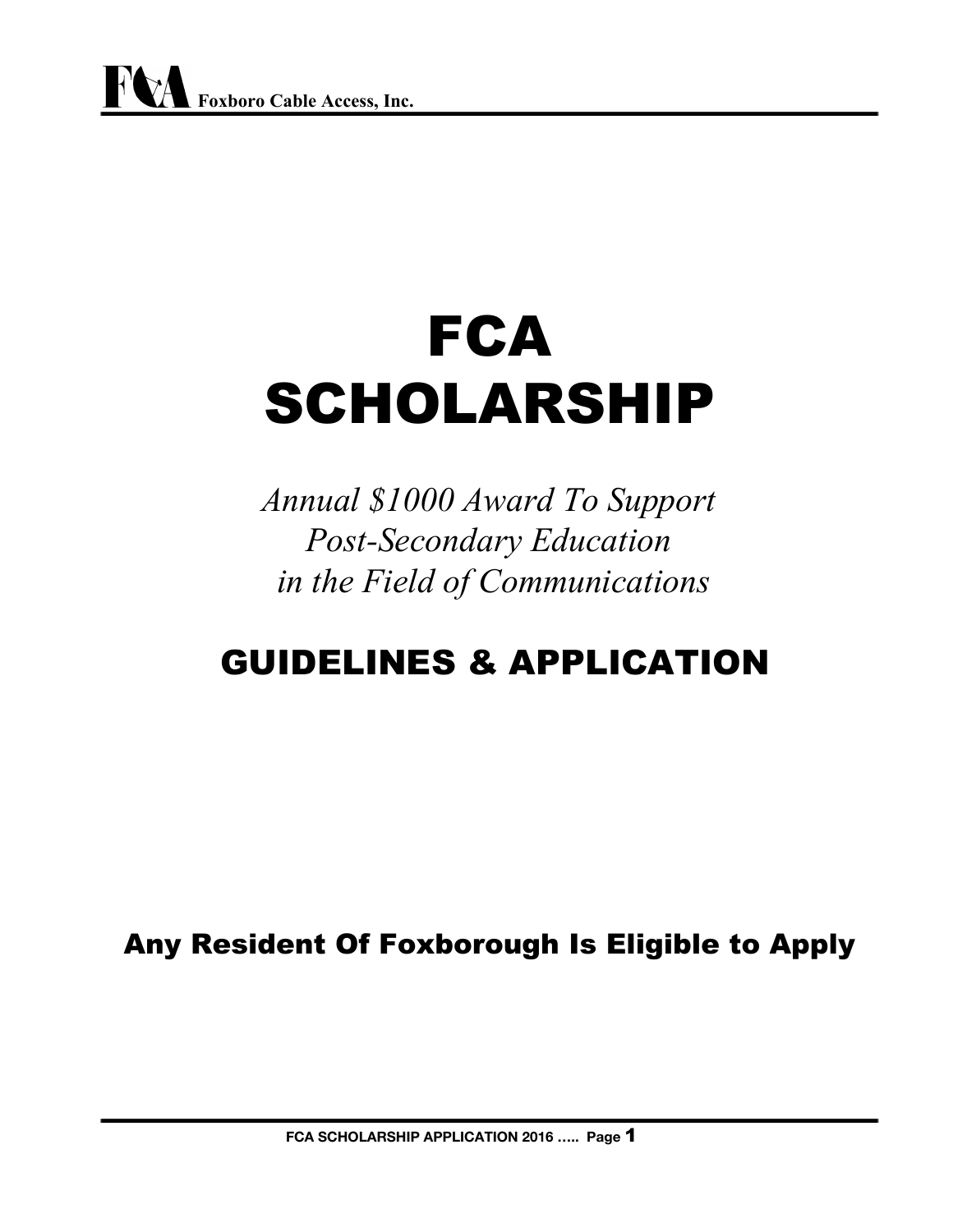Foxboro Cable Access, Inc.

# FCA SCHOLARSHIP

*Annual $1000 Award To Support Post-Secondary Education in the Field of Communications*

## GUIDELINES & APPLICATION

**Any Resident Of Foxborough Is Eligible to Apply**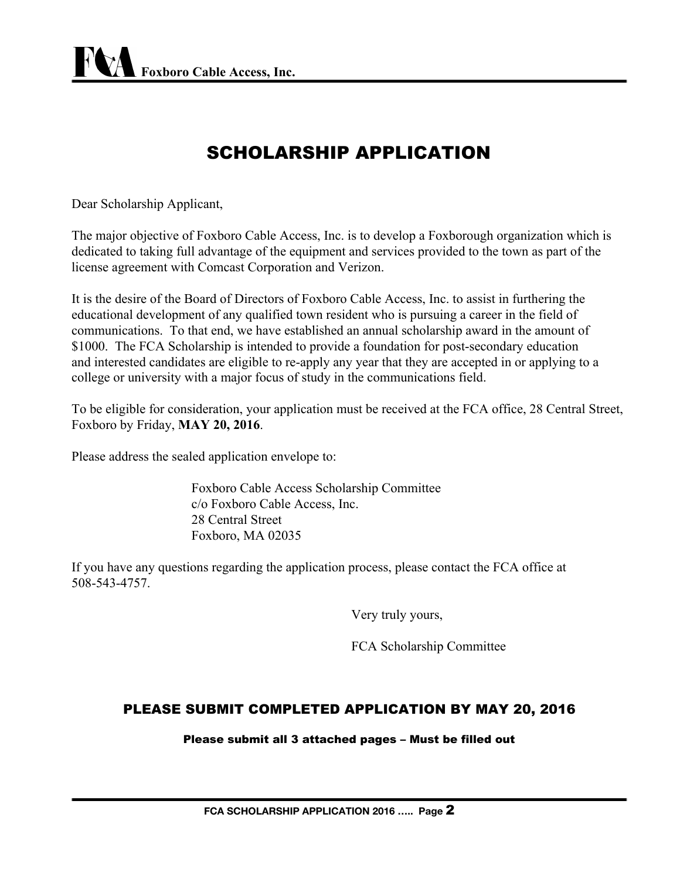# SCHOLARSHIP APPLICATION

Dear Scholarship Applicant,

The major objective of Foxboro Cable Access, Inc. is to develop a Foxborough organization which is dedicated to taking full advantage of the equipment and services provided to the town as part of the license agreement with Comcast Corporation and Verizon.

It is the desire of the Board of Directors of Foxboro Cable Access, Inc. to assist in furthering the educational development of any qualified town resident who is pursuing a career in the field of communications. To that end, we have established an annual scholarship award in the amount of $1000. The FCA Scholarship is intended to provide a foundation for post-secondary education and interested candidates are eligible to re-apply any year that they are accepted in or applying to a college or university with a major focus of study in the communications field.

To be eligible for consideration, your application must be received at the FCA office, 28 Central Street, Foxboro by Friday, **MAY 20, 2016**.

Please address the sealed application envelope to:

Foxboro Cable Access Scholarship Committee
c/o Foxboro Cable Access, Inc.
28 Central Street
Foxboro, MA 02035

If you have any questions regarding the application process, please contact the FCA office at 508-543-4757.

Very truly yours,

FCA Scholarship Committee

## PLEASE SUBMIT COMPLETED APPLICATION BY MAY 20, 2016

**Please submit all 3 attached pages – Must be filled out**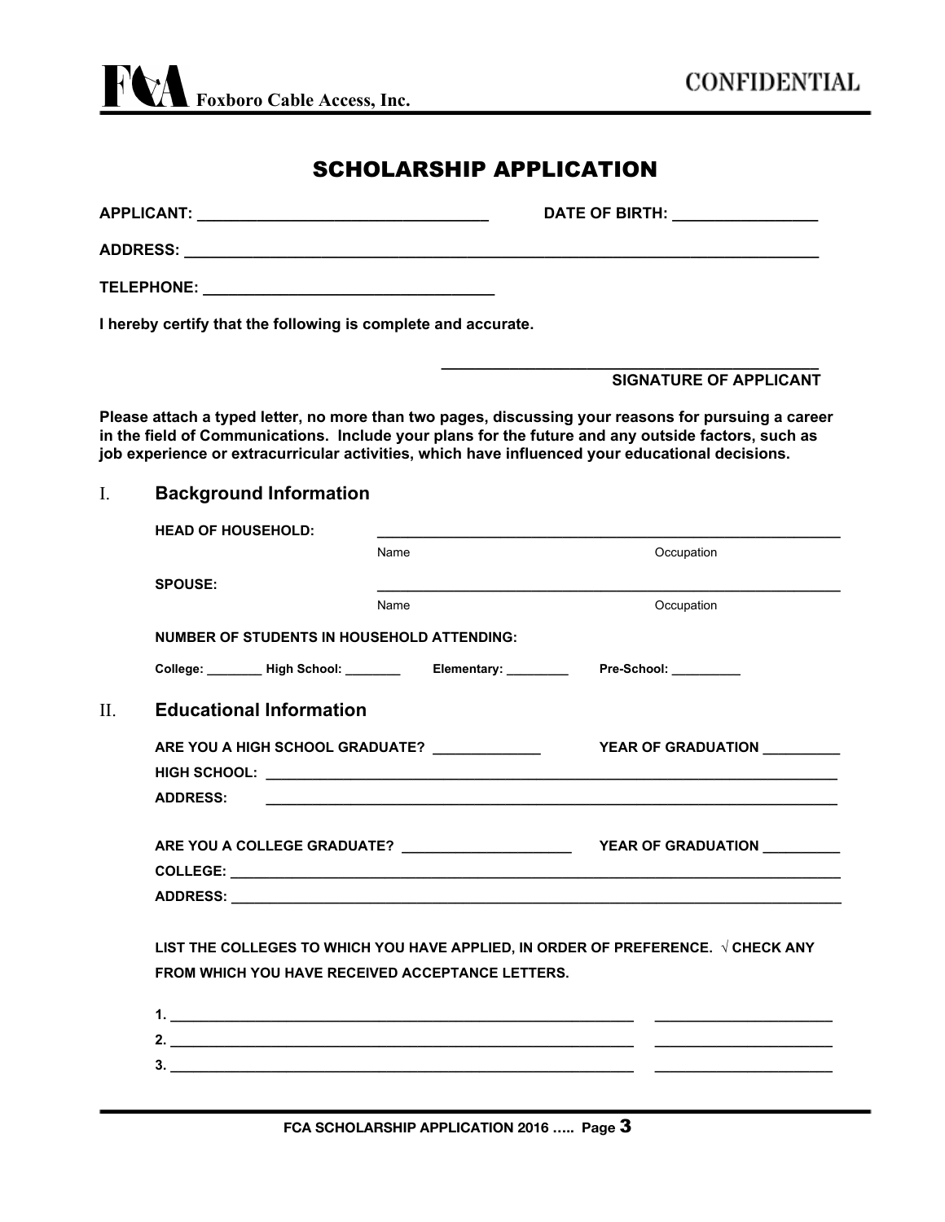**Foxboro Cable Access, Inc.**

**CONFIDENTIAL**

# SCHOLARSHIP APPLICATION

**APPLICANT:** ______________________________ **DATE OF BIRTH:** ________________

**ADDRESS:** ______________________________________________________________________

**TELEPHONE:** ______________________________

**I hereby certify that the following is complete and accurate.**

______________________________________
**SIGNATURE OF APPLICANT**

**Please attach a typed letter, no more than two pages, discussing your reasons for pursuing a career in the field of Communications. Include your plans for the future and any outside factors, such as job experience or extracurricular activities, which have influenced your educational decisions.**

## I. Background Information

**HEAD OF HOUSEHOLD:** ______________________________________________________
Name                                        Occupation

**SPOUSE:** ______________________________________________________
Name                                        Occupation

**NUMBER OF STUDENTS IN HOUSEHOLD ATTENDING:**

**College:** ________ **High School:** ________ **Elementary:** ________ **Pre-School:** _________

## II. Educational Information

**ARE YOU A HIGH SCHOOL GRADUATE?** _____________ **YEAR OF GRADUATION** _________

**HIGH SCHOOL:** ______________________________________________________________

**ADDRESS:** ______________________________________________________________

**ARE YOU A COLLEGE GRADUATE?** ____________________ **YEAR OF GRADUATION** _________

**COLLEGE:** ______________________________________________________________

**ADDRESS:** ______________________________________________________________

**LIST THE COLLEGES TO WHICH YOU HAVE APPLIED, IN ORDER OF PREFERENCE. √ CHECK ANY FROM WHICH YOU HAVE RECEIVED ACCEPTANCE LETTERS.**

**1.** ____________________________________________________ ____________________

**2.** ____________________________________________________ ____________________

**3.** ____________________________________________________ ____________________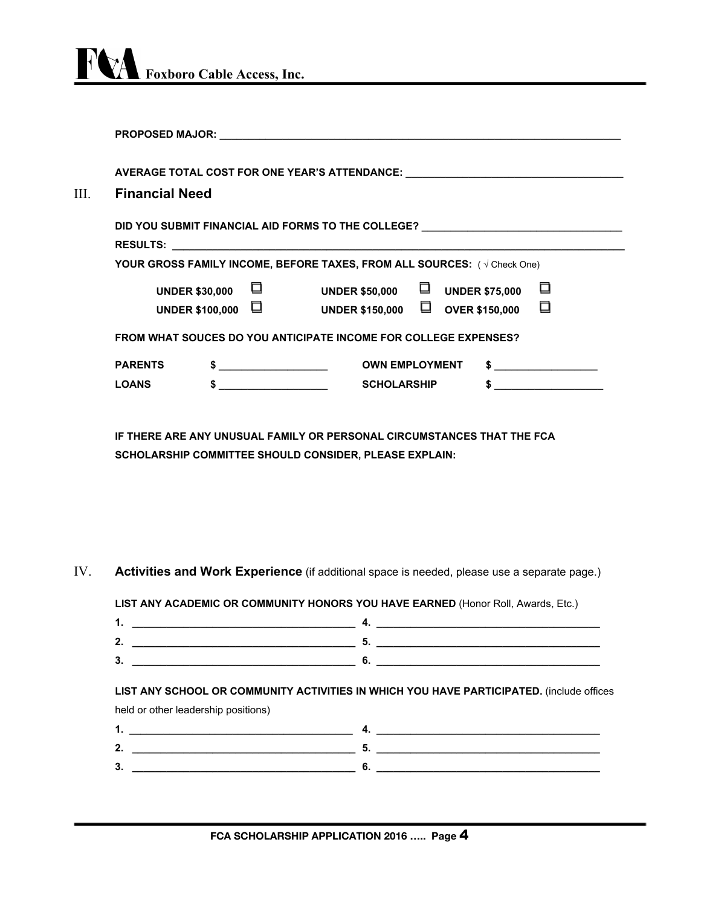**PROPOSED MAJOR:** ______________________________________________________________________

**AVERAGE TOTAL COST FOR ONE YEAR'S ATTENDANCE:** ____________________________________

## III. Financial Need

**DID YOU SUBMIT FINANCIAL AID FORMS TO THE COLLEGE?** ________________________________

**RESULTS:** ________________________________________________________________________

**YOUR GROSS FAMILY INCOME, BEFORE TAXES, FROM ALL SOURCES:** ( √ Check One)

| | | |
|---|---|---|
| **UNDER $30,000** ☐ | **UNDER $50,000** ☐ | **UNDER $75,000** ☐ |
| **UNDER $100,000** ☐ | **UNDER $150,000** ☐ | **OVER $150,000** ☐ |

**FROM WHAT SOUCES DO YOU ANTICIPATE INCOME FOR COLLEGE EXPENSES?**

| | | | |
|---|---|---|---|
| **PARENTS** | $ __________________ | **OWN EMPLOYMENT** | $ _________________ |
| **LOANS** | $ __________________ | **SCHOLARSHIP** | $ __________________ |

**IF THERE ARE ANY UNUSUAL FAMILY OR PERSONAL CIRCUMSTANCES THAT THE FCA SCHOLARSHIP COMMITTEE SHOULD CONSIDER, PLEASE EXPLAIN:**

## IV. Activities and Work Experience (if additional space is needed, please use a separate page.)

**LIST ANY ACADEMIC OR COMMUNITY HONORS YOU HAVE EARNED** (Honor Roll, Awards, Etc.)

**1.** ______________________________________ **4.** ______________________________________

**2.** ______________________________________ **5.** ______________________________________

**3.** ______________________________________ **6.** ______________________________________

**LIST ANY SCHOOL OR COMMUNITY ACTIVITIES IN WHICH YOU HAVE PARTICIPATED.** (include offices held or other leadership positions)

**1.** ______________________________________ **4.** ______________________________________

**2.** ______________________________________ **5.** ______________________________________

**3.** ______________________________________ **6.** ______________________________________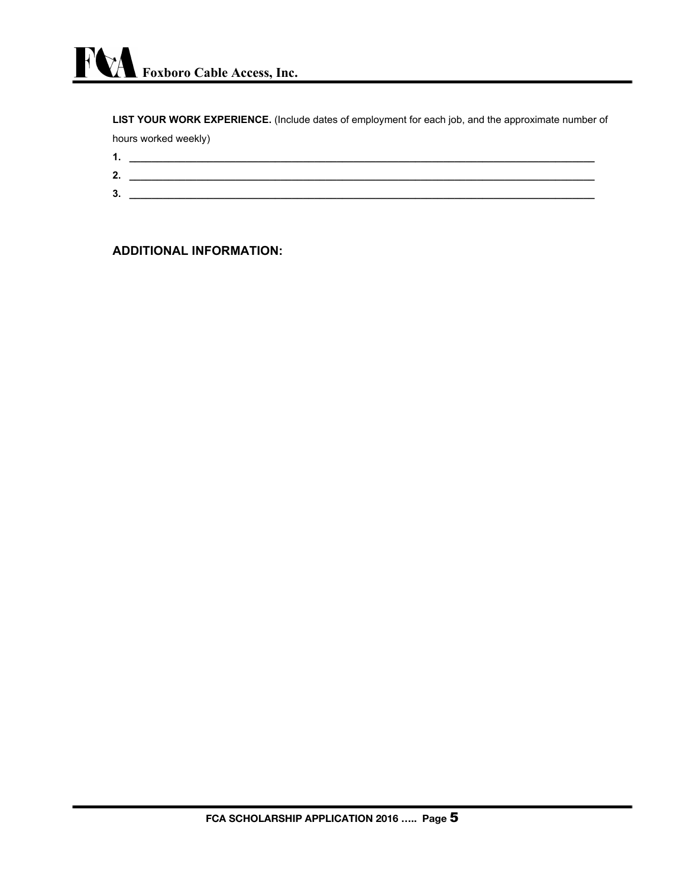**LIST YOUR WORK EXPERIENCE.** (Include dates of employment for each job, and the approximate number of hours worked weekly)

1. ____________________________________________________________________________________
2. ____________________________________________________________________________________
3. ____________________________________________________________________________________

## ADDITIONAL INFORMATION: